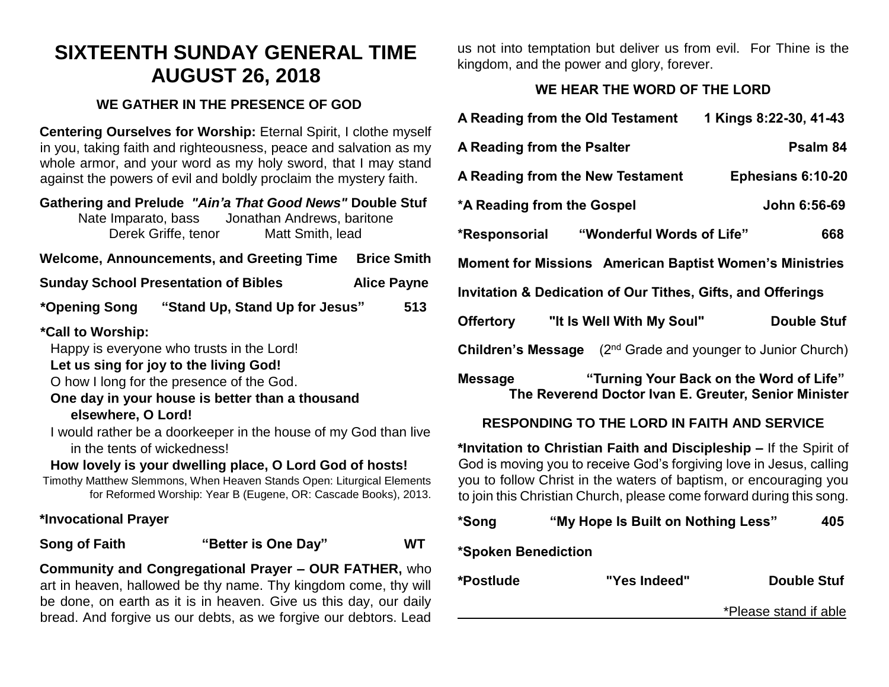# SIXTEENTH SUNDAY GENERAL TIME
# AUGUST 26, 2018

## WE GATHER IN THE PRESENCE OF GOD

**Centering Ourselves for Worship:** Eternal Spirit, I clothe myself in you, taking faith and righteousness, peace and salvation as my whole armor, and your word as my holy sword, that I may stand against the powers of evil and boldly proclaim the mystery faith.

**Gathering and Prelude** ***"Ain'a That Good News"*** **Double Stuf**
Nate Imparato, bass Jonathan Andrews, baritone
Derek Griffe, tenor Matt Smith, lead

**Welcome, Announcements, and Greeting Time Brice Smith**

**Sunday School Presentation of Bibles Alice Payne**

**\*Opening Song "Stand Up, Stand Up for Jesus" 513**

**\*Call to Worship:**

Happy is everyone who trusts in the Lord!
**Let us sing for joy to the living God!**
O how I long for the presence of the God.
**One day in your house is better than a thousand elsewhere, O Lord!**
I would rather be a doorkeeper in the house of my God than live in the tents of wickedness!
**How lovely is your dwelling place, O Lord God of hosts!**

Timothy Matthew Slemmons, When Heaven Stands Open: Liturgical Elements for Reformed Worship: Year B (Eugene, OR: Cascade Books), 2013.

**\*Invocational Prayer**

**Song of Faith "Better is One Day" WT**

**Community and Congregational Prayer – OUR FATHER,** who art in heaven, hallowed be thy name. Thy kingdom come, thy will be done, on earth as it is in heaven. Give us this day, our daily bread. And forgive us our debts, as we forgive our debtors. Lead us not into temptation but deliver us from evil. For Thine is the kingdom, and the power and glory, forever.

## WE HEAR THE WORD OF THE LORD

**A Reading from the Old Testament 1 Kings 8:22-30, 41-43**

**A Reading from the Psalter Psalm 84**

**A Reading from the New Testament Ephesians 6:10-20**

**\*A Reading from the Gospel John 6:56-69**

**\*Responsorial "Wonderful Words of Life" 668**

**Moment for Missions American Baptist Women's Ministries**

**Invitation & Dedication of Our Tithes, Gifts, and Offerings**

**Offertory "It Is Well With My Soul" Double Stuf**

**Children's Message** (2nd Grade and younger to Junior Church)

**Message "Turning Your Back on the Word of Life"**
**The Reverend Doctor Ivan E. Greuter, Senior Minister**

## RESPONDING TO THE LORD IN FAITH AND SERVICE

**\*Invitation to Christian Faith and Discipleship –** If the Spirit of God is moving you to receive God's forgiving love in Jesus, calling you to follow Christ in the waters of baptism, or encouraging you to join this Christian Church, please come forward during this song.

**\*Song "My Hope Is Built on Nothing Less" 405**

**\*Spoken Benediction**

**\*Postlude "Yes Indeed" Double Stuf**

\*Please stand if able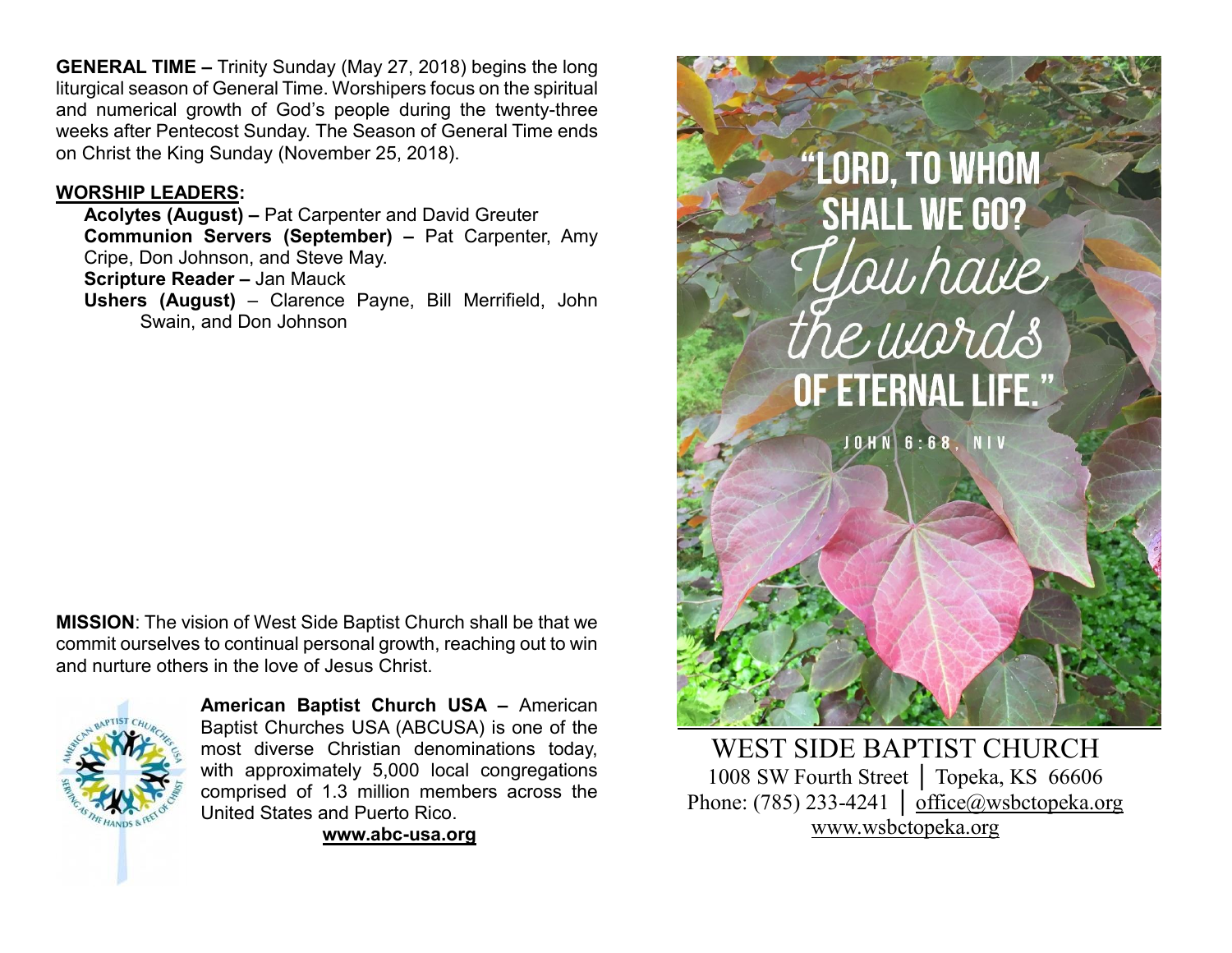**GENERAL TIME –** Trinity Sunday (May 27, 2018) begins the long liturgical season of General Time. Worshipers focus on the spiritual and numerical growth of God's people during the twenty-three weeks after Pentecost Sunday. The Season of General Time ends on Christ the King Sunday (November 25, 2018).

**WORSHIP LEADERS:**

**Acolytes (August) –** Pat Carpenter and David Greuter
**Communion Servers (September) –** Pat Carpenter, Amy Cripe, Don Johnson, and Steve May.
**Scripture Reader –** Jan Mauck
**Ushers (August)** – Clarence Payne, Bill Merrifield, John Swain, and Don Johnson

**MISSION**: The vision of West Side Baptist Church shall be that we commit ourselves to continual personal growth, reaching out to win and nurture others in the love of Jesus Christ.

**American Baptist Church USA –** American Baptist Churches USA (ABCUSA) is one of the most diverse Christian denominations today, with approximately 5,000 local congregations comprised of 1.3 million members across the United States and Puerto Rico.

**www.abc-usa.org**

"LORD, TO WHOM SHALL WE GO? You have the words OF ETERNAL LIFE."

JOHN 6:68, NIV

WEST SIDE BAPTIST CHURCH
1008 SW Fourth Street | Topeka, KS 66606
Phone: (785) 233-4241 | office@wsbctopeka.org
www.wsbctopeka.org